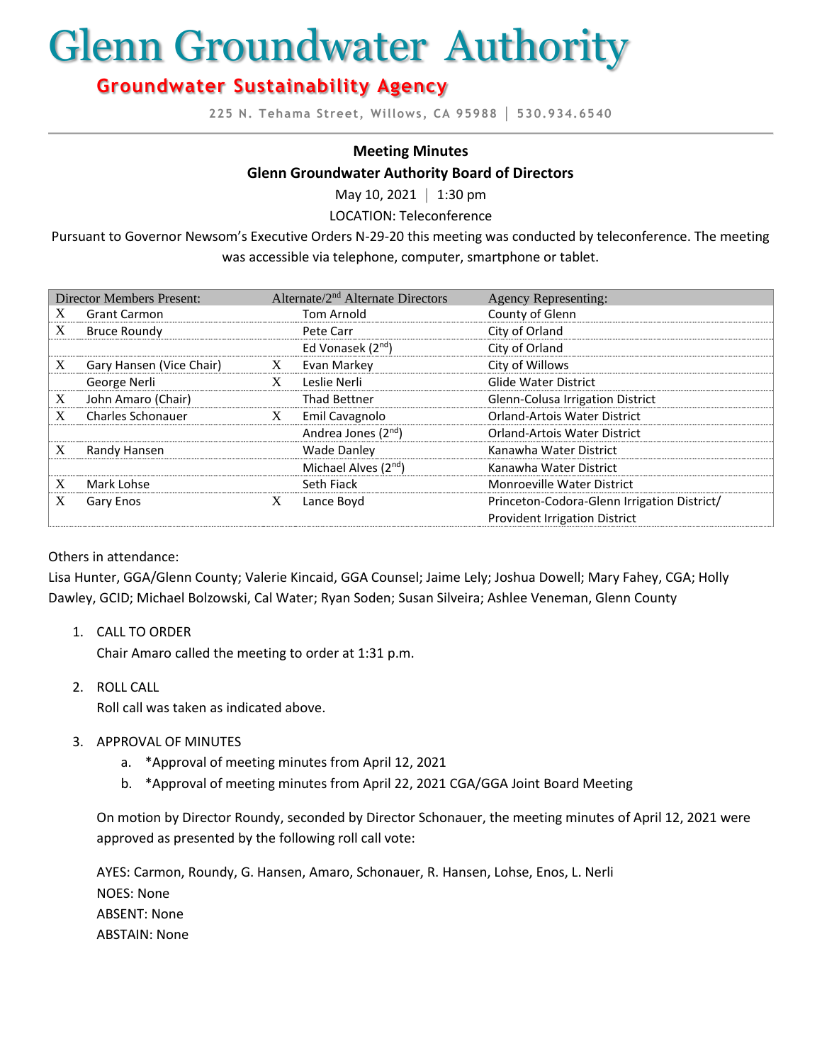# Glenn Groundwater Authority

## Groundwater Sustainability Agency

225 N. Tehama Street, Willows, CA 95988 | 530.934.6540

**Meeting Minutes**

**Glenn Groundwater Authority Board of Directors**

May 10, 2021 | 1:30 pm

LOCATION: Teleconference

Pursuant to Governor Newsom's Executive Orders N-29-20 this meeting was conducted by teleconference. The meeting was accessible via telephone, computer, smartphone or tablet.

| Director Members Present: | | Alternate/2nd Alternate Directors | | Agency Representing: |
|---|---|---|---|---|
| X | Grant Carmon | | Tom Arnold | County of Glenn |
| X | Bruce Roundy | | Pete Carr | City of Orland |
| | | | Ed Vonasek (2nd) | City of Orland |
| X | Gary Hansen (Vice Chair) | X | Evan Markey | City of Willows |
| | George Nerli | X | Leslie Nerli | Glide Water District |
| X | John Amaro (Chair) | | Thad Bettner | Glenn-Colusa Irrigation District |
| X | Charles Schonauer | X | Emil Cavagnolo | Orland-Artois Water District |
| | | | Andrea Jones (2nd) | Orland-Artois Water District |
| X | Randy Hansen | | Wade Danley | Kanawha Water District |
| | | | Michael Alves (2nd) | Kanawha Water District |
| X | Mark Lohse | | Seth Fiack | Monroeville Water District |
| X | Gary Enos | X | Lance Boyd | Princeton-Codora-Glenn Irrigation District/ Provident Irrigation District |

Others in attendance:

Lisa Hunter, GGA/Glenn County; Valerie Kincaid, GGA Counsel; Jaime Lely; Joshua Dowell; Mary Fahey, CGA; Holly Dawley, GCID; Michael Bolzowski, Cal Water; Ryan Soden; Susan Silveira; Ashlee Veneman, Glenn County

1. CALL TO ORDER

   Chair Amaro called the meeting to order at 1:31 p.m.

2. ROLL CALL

   Roll call was taken as indicated above.

3. APPROVAL OF MINUTES

   a. *Approval of meeting minutes from April 12, 2021
   b. *Approval of meeting minutes from April 22, 2021 CGA/GGA Joint Board Meeting

   On motion by Director Roundy, seconded by Director Schonauer, the meeting minutes of April 12, 2021 were approved as presented by the following roll call vote:

   AYES: Carmon, Roundy, G. Hansen, Amaro, Schonauer, R. Hansen, Lohse, Enos, L. Nerli
   NOES: None
   ABSENT: None
   ABSTAIN: None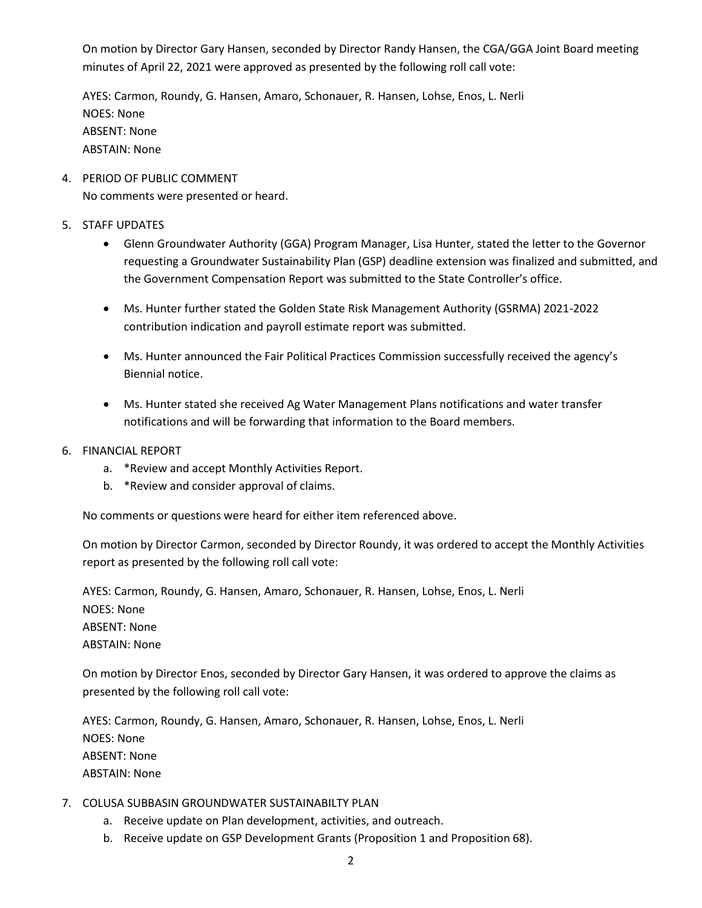On motion by Director Gary Hansen, seconded by Director Randy Hansen, the CGA/GGA Joint Board meeting minutes of April 22, 2021 were approved as presented by the following roll call vote:

AYES: Carmon, Roundy, G. Hansen, Amaro, Schonauer, R. Hansen, Lohse, Enos, L. Nerli
NOES: None
ABSENT: None
ABSTAIN: None

4. PERIOD OF PUBLIC COMMENT
   No comments were presented or heard.

5. STAFF UPDATES
   - Glenn Groundwater Authority (GGA) Program Manager, Lisa Hunter, stated the letter to the Governor requesting a Groundwater Sustainability Plan (GSP) deadline extension was finalized and submitted, and the Government Compensation Report was submitted to the State Controller's office.
   - Ms. Hunter further stated the Golden State Risk Management Authority (GSRMA) 2021-2022 contribution indication and payroll estimate report was submitted.
   - Ms. Hunter announced the Fair Political Practices Commission successfully received the agency's Biennial notice.
   - Ms. Hunter stated she received Ag Water Management Plans notifications and water transfer notifications and will be forwarding that information to the Board members.

6. FINANCIAL REPORT
   a. *Review and accept Monthly Activities Report.
   b. *Review and consider approval of claims.

   No comments or questions were heard for either item referenced above.

   On motion by Director Carmon, seconded by Director Roundy, it was ordered to accept the Monthly Activities report as presented by the following roll call vote:

   AYES: Carmon, Roundy, G. Hansen, Amaro, Schonauer, R. Hansen, Lohse, Enos, L. Nerli
   NOES: None
   ABSENT: None
   ABSTAIN: None

   On motion by Director Enos, seconded by Director Gary Hansen, it was ordered to approve the claims as presented by the following roll call vote:

   AYES: Carmon, Roundy, G. Hansen, Amaro, Schonauer, R. Hansen, Lohse, Enos, L. Nerli
   NOES: None
   ABSENT: None
   ABSTAIN: None

7. COLUSA SUBBASIN GROUNDWATER SUSTAINABILTY PLAN
   a. Receive update on Plan development, activities, and outreach.
   b. Receive update on GSP Development Grants (Proposition 1 and Proposition 68).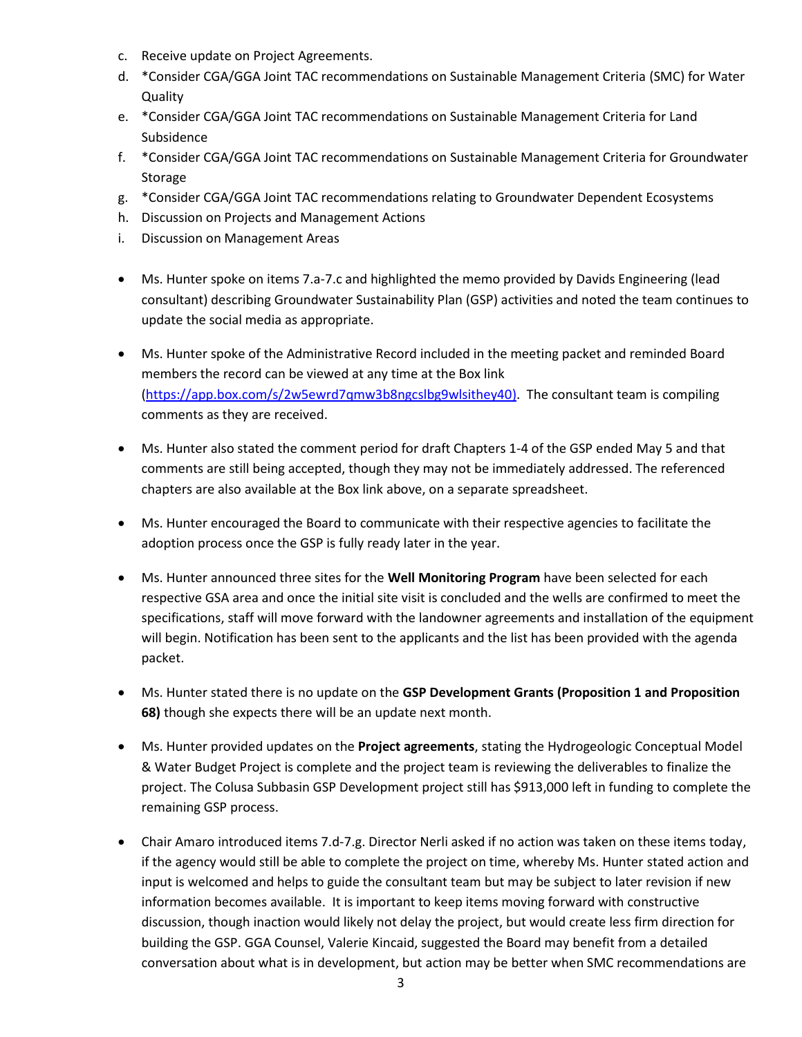c. Receive update on Project Agreements.
d. *Consider CGA/GGA Joint TAC recommendations on Sustainable Management Criteria (SMC) for Water Quality
e. *Consider CGA/GGA Joint TAC recommendations on Sustainable Management Criteria for Land Subsidence
f. *Consider CGA/GGA Joint TAC recommendations on Sustainable Management Criteria for Groundwater Storage
g. *Consider CGA/GGA Joint TAC recommendations relating to Groundwater Dependent Ecosystems
h. Discussion on Projects and Management Actions
i. Discussion on Management Areas

- Ms. Hunter spoke on items 7.a-7.c and highlighted the memo provided by Davids Engineering (lead consultant) describing Groundwater Sustainability Plan (GSP) activities and noted the team continues to update the social media as appropriate.

- Ms. Hunter spoke of the Administrative Record included in the meeting packet and reminded Board members the record can be viewed at any time at the Box link (https://app.box.com/s/2w5ewrd7qmw3b8ngcslbg9wlsithey40). The consultant team is compiling comments as they are received.

- Ms. Hunter also stated the comment period for draft Chapters 1-4 of the GSP ended May 5 and that comments are still being accepted, though they may not be immediately addressed. The referenced chapters are also available at the Box link above, on a separate spreadsheet.

- Ms. Hunter encouraged the Board to communicate with their respective agencies to facilitate the adoption process once the GSP is fully ready later in the year.

- Ms. Hunter announced three sites for the **Well Monitoring Program** have been selected for each respective GSA area and once the initial site visit is concluded and the wells are confirmed to meet the specifications, staff will move forward with the landowner agreements and installation of the equipment will begin. Notification has been sent to the applicants and the list has been provided with the agenda packet.

- Ms. Hunter stated there is no update on the **GSP Development Grants (Proposition 1 and Proposition 68)** though she expects there will be an update next month.

- Ms. Hunter provided updates on the **Project agreements**, stating the Hydrogeologic Conceptual Model & Water Budget Project is complete and the project team is reviewing the deliverables to finalize the project. The Colusa Subbasin GSP Development project still has $913,000 left in funding to complete the remaining GSP process.

- Chair Amaro introduced items 7.d-7.g. Director Nerli asked if no action was taken on these items today, if the agency would still be able to complete the project on time, whereby Ms. Hunter stated action and input is welcomed and helps to guide the consultant team but may be subject to later revision if new information becomes available. It is important to keep items moving forward with constructive discussion, though inaction would likely not delay the project, but would create less firm direction for building the GSP. GGA Counsel, Valerie Kincaid, suggested the Board may benefit from a detailed conversation about what is in development, but action may be better when SMC recommendations are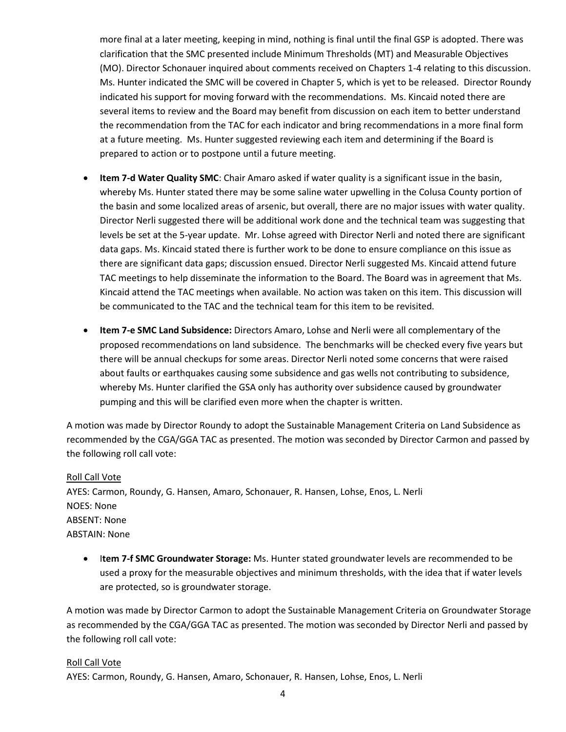more final at a later meeting, keeping in mind, nothing is final until the final GSP is adopted. There was clarification that the SMC presented include Minimum Thresholds (MT) and Measurable Objectives (MO). Director Schonauer inquired about comments received on Chapters 1-4 relating to this discussion. Ms. Hunter indicated the SMC will be covered in Chapter 5, which is yet to be released. Director Roundy indicated his support for moving forward with the recommendations. Ms. Kincaid noted there are several items to review and the Board may benefit from discussion on each item to better understand the recommendation from the TAC for each indicator and bring recommendations in a more final form at a future meeting. Ms. Hunter suggested reviewing each item and determining if the Board is prepared to action or to postpone until a future meeting.

- **Item 7-d Water Quality SMC**: Chair Amaro asked if water quality is a significant issue in the basin, whereby Ms. Hunter stated there may be some saline water upwelling in the Colusa County portion of the basin and some localized areas of arsenic, but overall, there are no major issues with water quality. Director Nerli suggested there will be additional work done and the technical team was suggesting that levels be set at the 5-year update. Mr. Lohse agreed with Director Nerli and noted there are significant data gaps. Ms. Kincaid stated there is further work to be done to ensure compliance on this issue as there are significant data gaps; discussion ensued. Director Nerli suggested Ms. Kincaid attend future TAC meetings to help disseminate the information to the Board. The Board was in agreement that Ms. Kincaid attend the TAC meetings when available. No action was taken on this item. This discussion will be communicated to the TAC and the technical team for this item to be revisited.

- **Item 7-e SMC Land Subsidence:** Directors Amaro, Lohse and Nerli were all complementary of the proposed recommendations on land subsidence. The benchmarks will be checked every five years but there will be annual checkups for some areas. Director Nerli noted some concerns that were raised about faults or earthquakes causing some subsidence and gas wells not contributing to subsidence, whereby Ms. Hunter clarified the GSA only has authority over subsidence caused by groundwater pumping and this will be clarified even more when the chapter is written.

A motion was made by Director Roundy to adopt the Sustainable Management Criteria on Land Subsidence as recommended by the CGA/GGA TAC as presented. The motion was seconded by Director Carmon and passed by the following roll call vote:

Roll Call Vote
AYES: Carmon, Roundy, G. Hansen, Amaro, Schonauer, R. Hansen, Lohse, Enos, L. Nerli
NOES: None
ABSENT: None
ABSTAIN: None

- I**tem 7-f SMC Groundwater Storage:** Ms. Hunter stated groundwater levels are recommended to be used a proxy for the measurable objectives and minimum thresholds, with the idea that if water levels are protected, so is groundwater storage.

A motion was made by Director Carmon to adopt the Sustainable Management Criteria on Groundwater Storage as recommended by the CGA/GGA TAC as presented. The motion was seconded by Director Nerli and passed by the following roll call vote:

Roll Call Vote
AYES: Carmon, Roundy, G. Hansen, Amaro, Schonauer, R. Hansen, Lohse, Enos, L. Nerli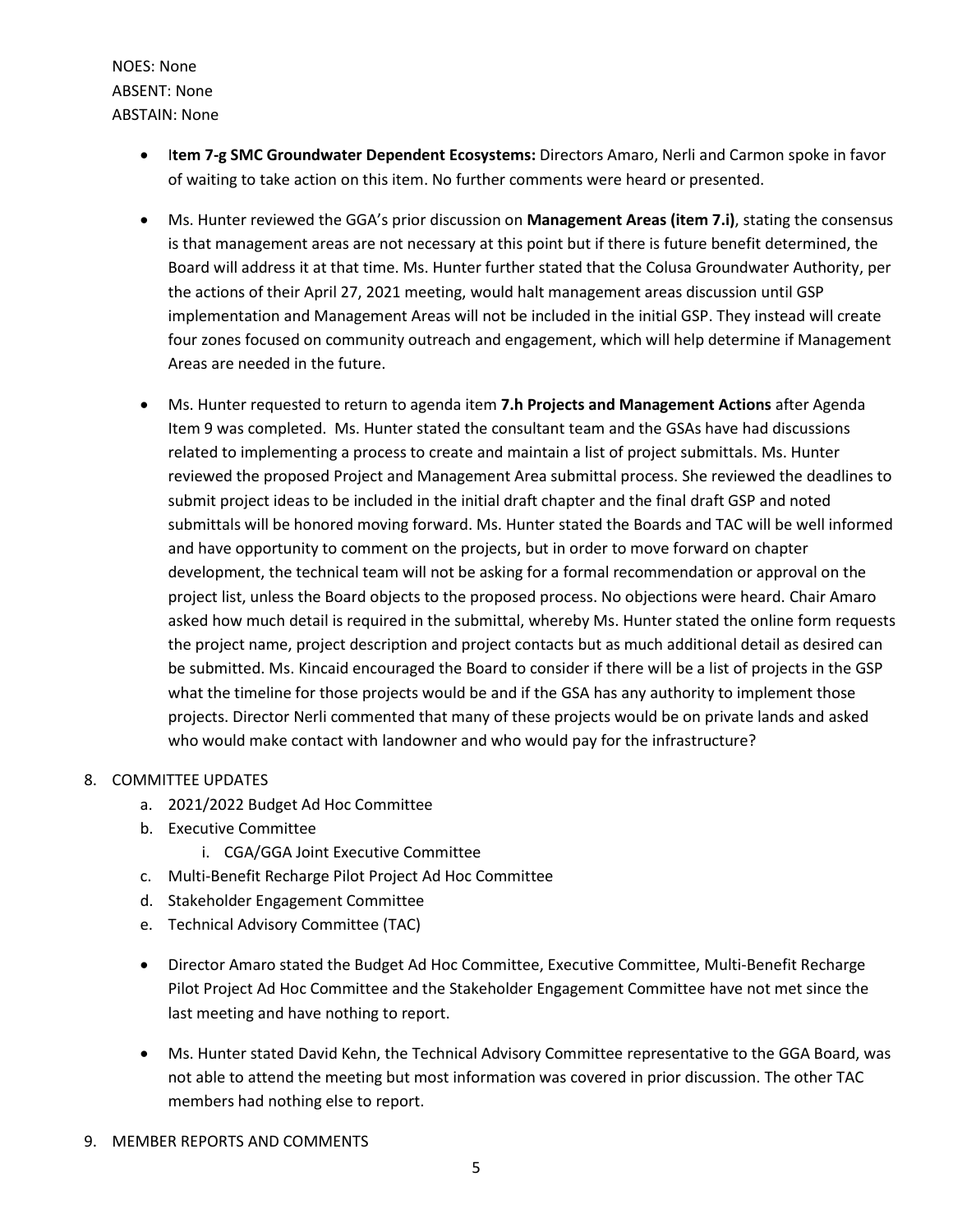NOES: None
ABSENT: None
ABSTAIN: None

- I**tem 7-g SMC Groundwater Dependent Ecosystems:** Directors Amaro, Nerli and Carmon spoke in favor of waiting to take action on this item. No further comments were heard or presented.

- Ms. Hunter reviewed the GGA's prior discussion on **Management Areas (item 7.i)**, stating the consensus is that management areas are not necessary at this point but if there is future benefit determined, the Board will address it at that time. Ms. Hunter further stated that the Colusa Groundwater Authority, per the actions of their April 27, 2021 meeting, would halt management areas discussion until GSP implementation and Management Areas will not be included in the initial GSP. They instead will create four zones focused on community outreach and engagement, which will help determine if Management Areas are needed in the future.

- Ms. Hunter requested to return to agenda item **7.h Projects and Management Actions** after Agenda Item 9 was completed. Ms. Hunter stated the consultant team and the GSAs have had discussions related to implementing a process to create and maintain a list of project submittals. Ms. Hunter reviewed the proposed Project and Management Area submittal process. She reviewed the deadlines to submit project ideas to be included in the initial draft chapter and the final draft GSP and noted submittals will be honored moving forward. Ms. Hunter stated the Boards and TAC will be well informed and have opportunity to comment on the projects, but in order to move forward on chapter development, the technical team will not be asking for a formal recommendation or approval on the project list, unless the Board objects to the proposed process. No objections were heard. Chair Amaro asked how much detail is required in the submittal, whereby Ms. Hunter stated the online form requests the project name, project description and project contacts but as much additional detail as desired can be submitted. Ms. Kincaid encouraged the Board to consider if there will be a list of projects in the GSP what the timeline for those projects would be and if the GSA has any authority to implement those projects. Director Nerli commented that many of these projects would be on private lands and asked who would make contact with landowner and who would pay for the infrastructure?

8. COMMITTEE UPDATES
   a. 2021/2022 Budget Ad Hoc Committee
   b. Executive Committee
      i. CGA/GGA Joint Executive Committee
   c. Multi-Benefit Recharge Pilot Project Ad Hoc Committee
   d. Stakeholder Engagement Committee
   e. Technical Advisory Committee (TAC)

- Director Amaro stated the Budget Ad Hoc Committee, Executive Committee, Multi-Benefit Recharge Pilot Project Ad Hoc Committee and the Stakeholder Engagement Committee have not met since the last meeting and have nothing to report.

- Ms. Hunter stated David Kehn, the Technical Advisory Committee representative to the GGA Board, was not able to attend the meeting but most information was covered in prior discussion. The other TAC members had nothing else to report.

9. MEMBER REPORTS AND COMMENTS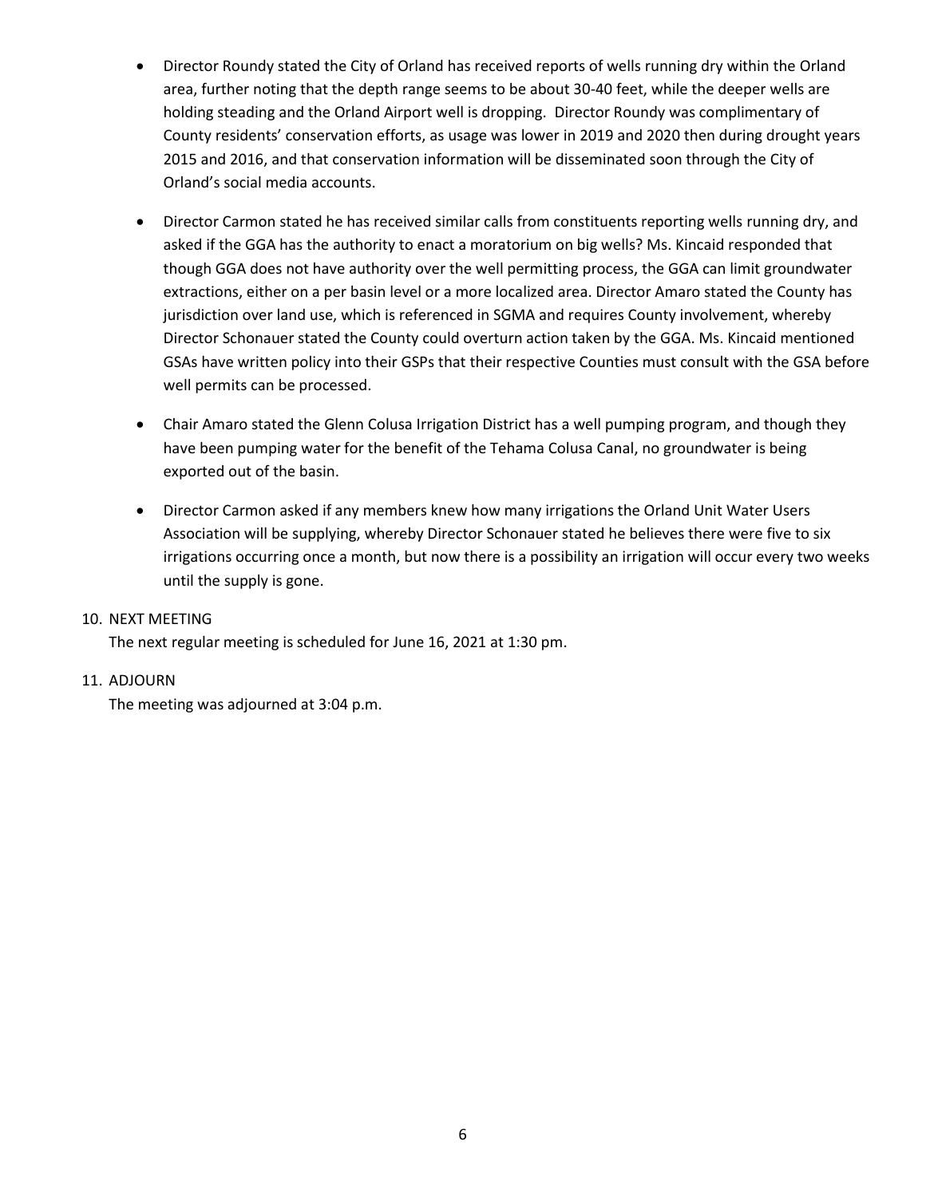- Director Roundy stated the City of Orland has received reports of wells running dry within the Orland area, further noting that the depth range seems to be about 30-40 feet, while the deeper wells are holding steading and the Orland Airport well is dropping. Director Roundy was complimentary of County residents' conservation efforts, as usage was lower in 2019 and 2020 then during drought years 2015 and 2016, and that conservation information will be disseminated soon through the City of Orland's social media accounts.

- Director Carmon stated he has received similar calls from constituents reporting wells running dry, and asked if the GGA has the authority to enact a moratorium on big wells? Ms. Kincaid responded that though GGA does not have authority over the well permitting process, the GGA can limit groundwater extractions, either on a per basin level or a more localized area. Director Amaro stated the County has jurisdiction over land use, which is referenced in SGMA and requires County involvement, whereby Director Schonauer stated the County could overturn action taken by the GGA. Ms. Kincaid mentioned GSAs have written policy into their GSPs that their respective Counties must consult with the GSA before well permits can be processed.

- Chair Amaro stated the Glenn Colusa Irrigation District has a well pumping program, and though they have been pumping water for the benefit of the Tehama Colusa Canal, no groundwater is being exported out of the basin.

- Director Carmon asked if any members knew how many irrigations the Orland Unit Water Users Association will be supplying, whereby Director Schonauer stated he believes there were five to six irrigations occurring once a month, but now there is a possibility an irrigation will occur every two weeks until the supply is gone.

10. NEXT MEETING

    The next regular meeting is scheduled for June 16, 2021 at 1:30 pm.

11. ADJOURN

    The meeting was adjourned at 3:04 p.m.